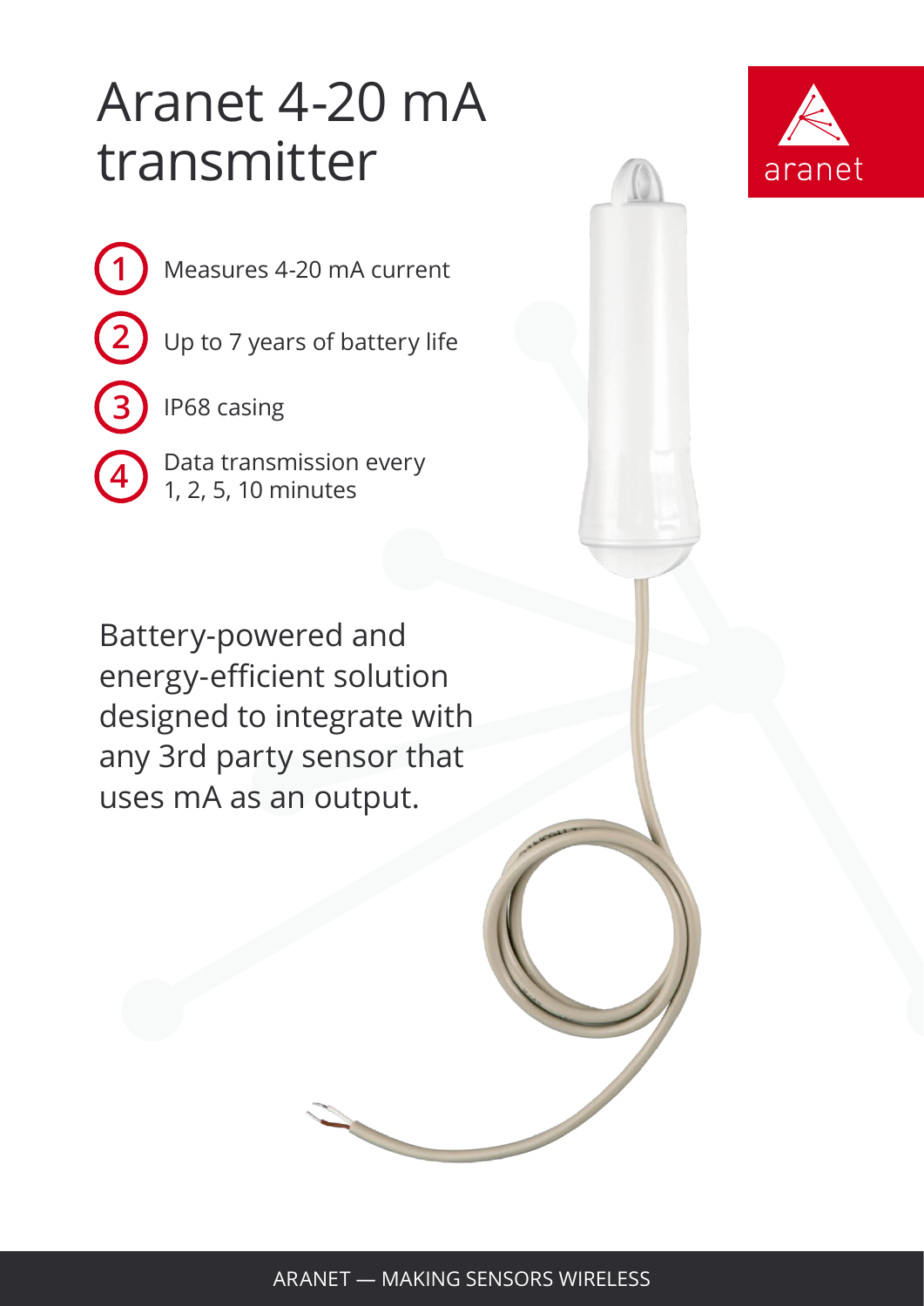# Aranet 4-20 mA transmitter

1. Measures 4-20 mA current
2. Up to 7 years of battery life
3. IP68 casing
4. Data transmission every 1, 2, 5, 10 minutes

Battery-powered and energy-efficient solution designed to integrate with any 3rd party sensor that uses mA as an output.

ARANET — MAKING SENSORS WIRELESS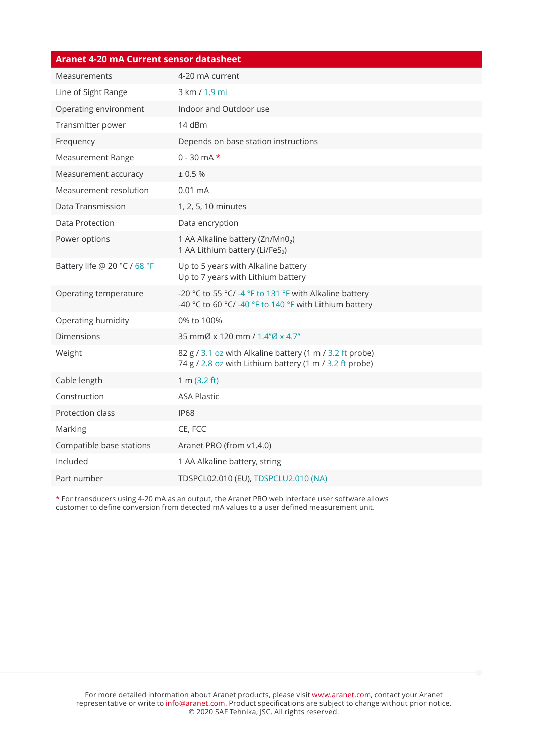| Aranet 4-20 mA Current sensor datasheet | |
|---|---|
| Measurements | 4-20 mA current |
| Line of Sight Range | 3 km / 1.9 mi |
| Operating environment | Indoor and Outdoor use |
| Transmitter power | 14 dBm |
| Frequency | Depends on base station instructions |
| Measurement Range | 0 - 30 mA * |
| Measurement accuracy | ± 0.5 % |
| Measurement resolution | 0.01 mA |
| Data Transmission | 1, 2, 5, 10 minutes |
| Data Protection | Data encryption |
| Power options | 1 AA Alkaline battery ($Zn/Mn0_2$)<br>1 AA Lithium battery ($Li/FeS_2$) |
| Battery life @ 20 °C / 68 °F | Up to 5 years with Alkaline battery<br>Up to 7 years with Lithium battery |
| Operating temperature | -20 °C to 55 °C/ -4 °F to 131 °F with Alkaline battery<br>-40 °C to 60 °C/ -40 °F to 140 °F with Lithium battery |
| Operating humidity | 0% to 100% |
| Dimensions | 35 mmØ x 120 mm / 1.4"Ø x 4.7" |
| Weight | 82 g / 3.1 oz with Alkaline battery (1 m / 3.2 ft probe)<br>74 g / 2.8 oz with Lithium battery (1 m / 3.2 ft probe) |
| Cable length | 1 m (3.2 ft) |
| Construction | ASA Plastic |
| Protection class | IP68 |
| Marking | CE, FCC |
| Compatible base stations | Aranet PRO (from v1.4.0) |
| Included | 1 AA Alkaline battery, string |
| Part number | TDSPCL02.010 (EU), TDSPCLU2.010 (NA) |

* For transducers using 4-20 mA as an output, the Aranet PRO web interface user software allows customer to define conversion from detected mA values to a user defined measurement unit.

For more detailed information about Aranet products, please visit www.aranet.com, contact your Aranet representative or write to info@aranet.com. Product specifications are subject to change without prior notice.
© 2020 SAF Tehnika, JSC. All rights reserved.